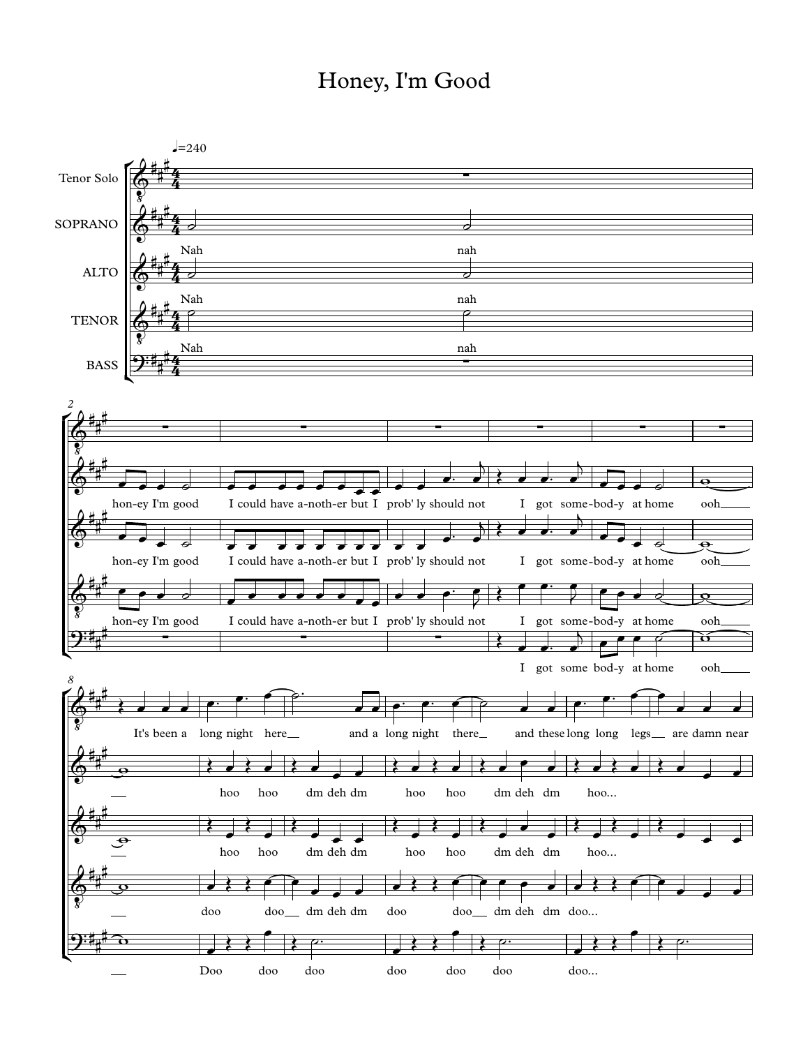# Honey, I'm Good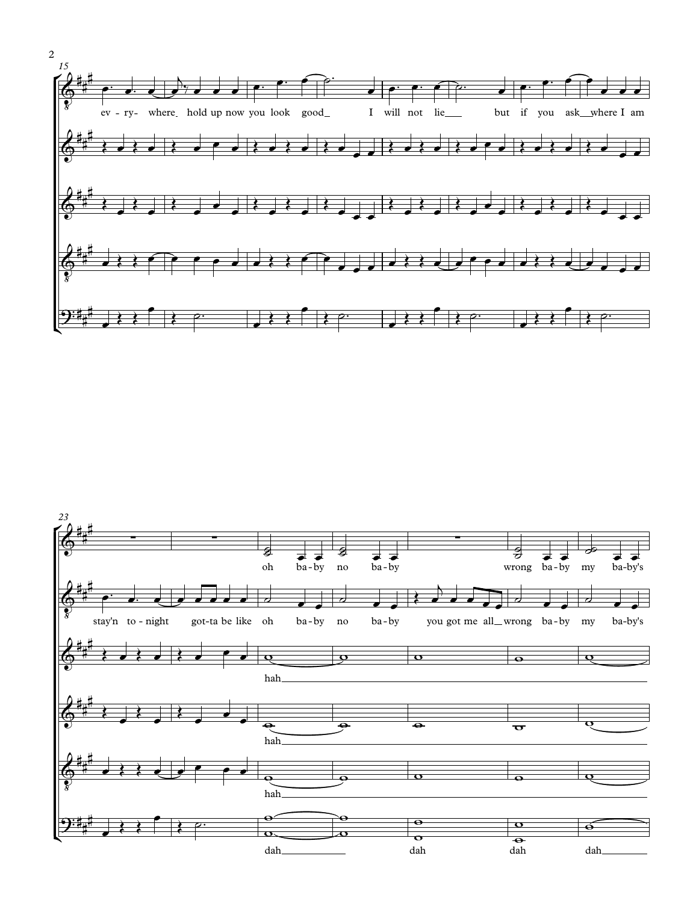15

ev- ry- where hold up now you look good I will not lie but if you ask where I am

23

oh ba-by no ba-by wrong ba-by my ba-by's

stay'n to-night got-ta be like oh ba-by no ba-by you got me all wrong ba-by my ba-by's

hah

hah

hah

dah dah dah dah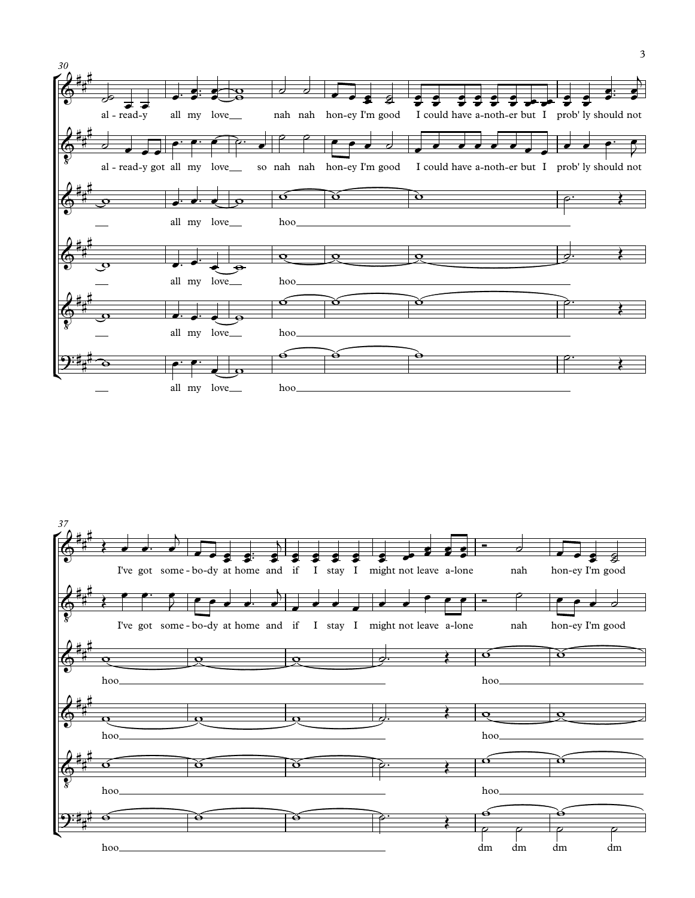30

al - read-y all my love nah nah hon-ey I'm good I could have a-noth-er but I prob' ly should not

al - read-y got all my love so nah nah hon-ey I'm good I could have a-noth-er but I prob' ly should not

all my love hoo

all my love hoo

all my love hoo

all my love hoo

37

I've got some - bo-dy at home and if I stay I might not leave a-lone nah hon-ey I'm good

I've got some - bo-dy at home and if I stay I might not leave a-lone nah hon-ey I'm good

hoo hoo

hoo hoo

hoo hoo

hoo dm dm dm dm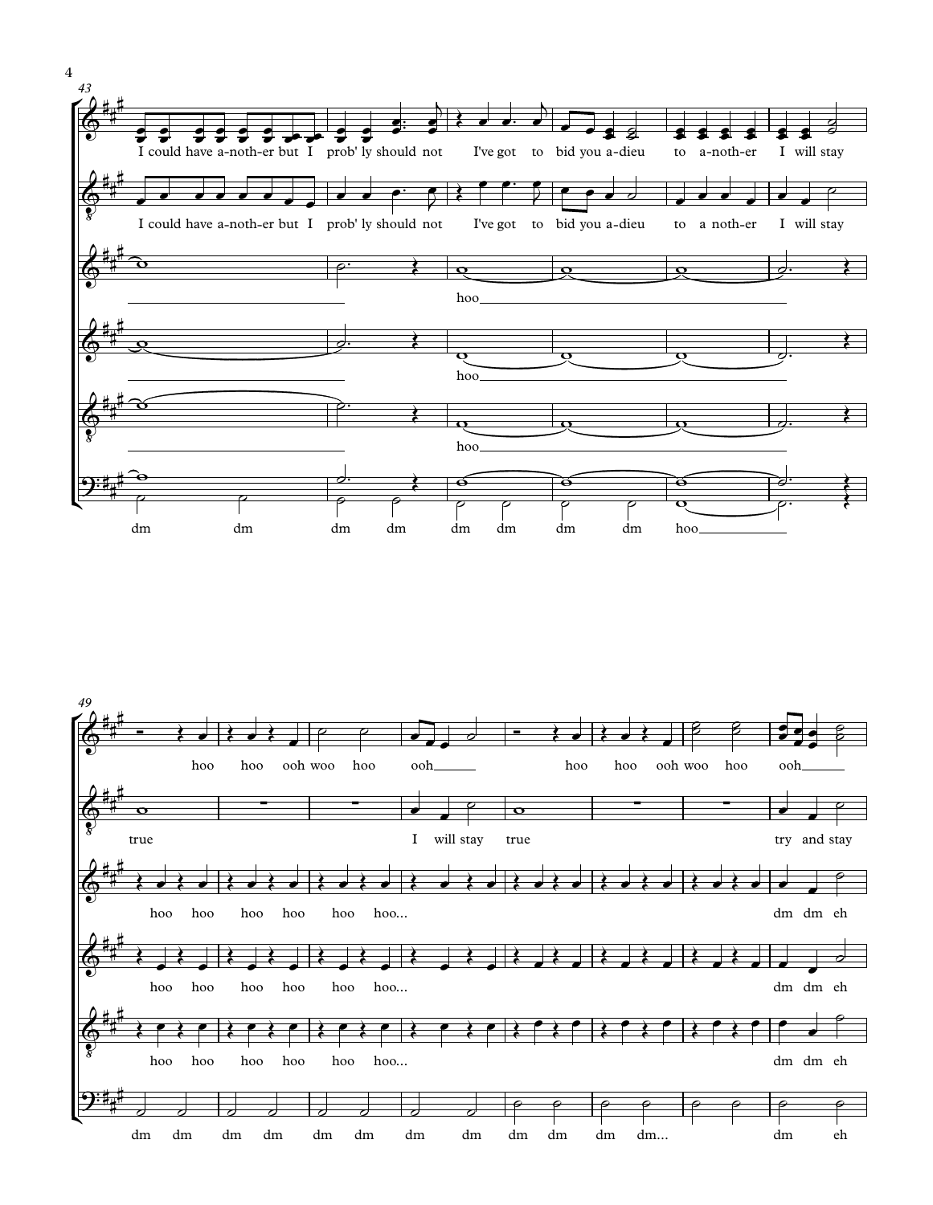43

I could have a-noth-er but I prob' ly should not I've got to bid you a-dieu to a-noth-er I will stay

I could have a-noth-er but I prob' ly should not I've got to bid you a-dieu to a noth-er I will stay

hoo

hoo

hoo

dm dm dm dm dm dm dm dm hoo

49

hoo hoo ooh woo hoo ooh hoo hoo ooh woo hoo ooh

true I will stay true try and stay

hoo hoo hoo hoo hoo hoo... dm dm eh

hoo hoo hoo hoo hoo hoo... dm dm eh

hoo hoo hoo hoo hoo hoo... dm dm eh

dm dm dm dm dm dm dm dm dm dm dm dm... dm eh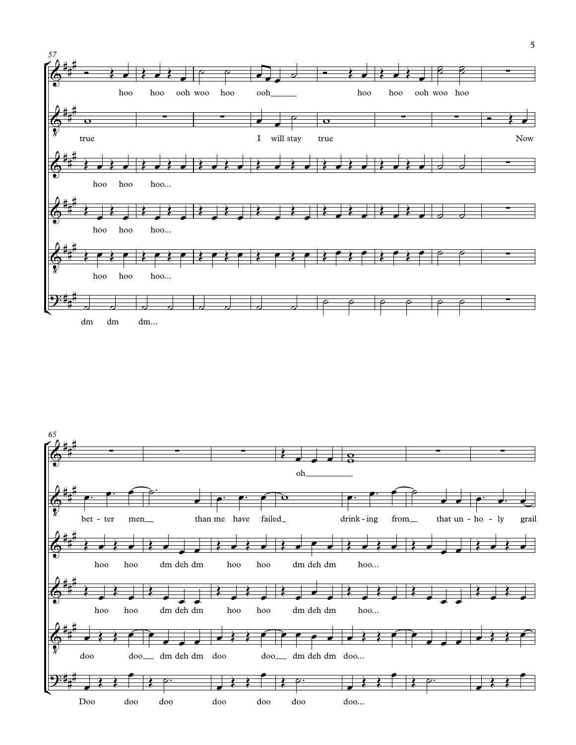57

hoo hoo ooh woo hoo ooh hoo hoo ooh woo hoo

true I will stay true Now

hoo hoo hoo...

hoo hoo hoo...

hoo hoo hoo...

dm dm dm...

65

oh

bet - ter men than me have failed drink - ing from that un - ho - ly grail

hoo hoo dm deh dm hoo hoo dm deh dm hoo...

hoo hoo dm deh dm hoo hoo dm deh dm hoo...

doo doo dm deh dm doo doo dm deh dm doo...

Doo doo doo doo doo doo doo...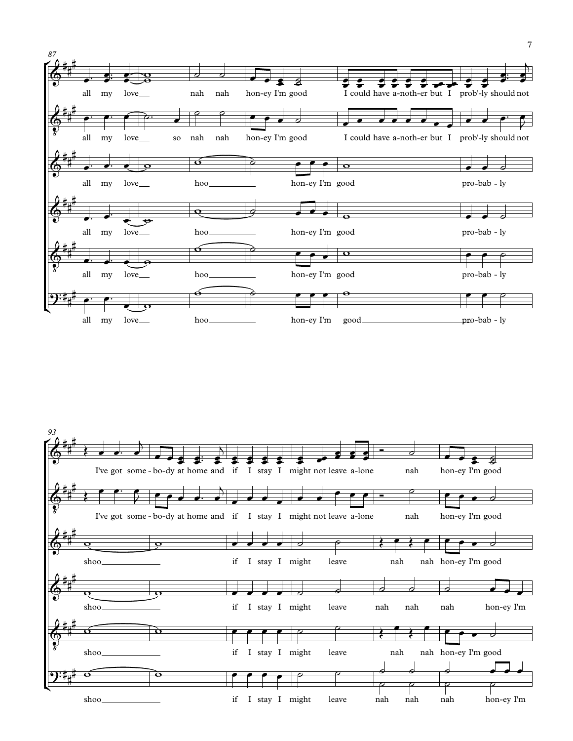87

all my love nah nah hon-ey I'm good I could have a-noth-er but I prob'-ly should not

all my love so nah nah hon-ey I'm good I could have a-noth-er but I prob'-ly should not

all my love hoo hon-ey I'm good pro-bab - ly

all my love hoo hon-ey I'm good pro-bab - ly

all my love hoo hon-ey I'm good pro-bab - ly

all my love hoo hon-ey I'm good pro-bab - ly

93

I've got some - bo-dy at home and if I stay I might not leave a-lone nah hon-ey I'm good

I've got some - bo-dy at home and if I stay I might not leave a-lone nah hon-ey I'm good

shoo if I stay I might leave nah nah hon-ey I'm good

shoo if I stay I might leave nah nah nah hon-ey I'm

shoo if I stay I might leave nah nah hon-ey I'm good

shoo if I stay I might leave nah nah nah hon-ey I'm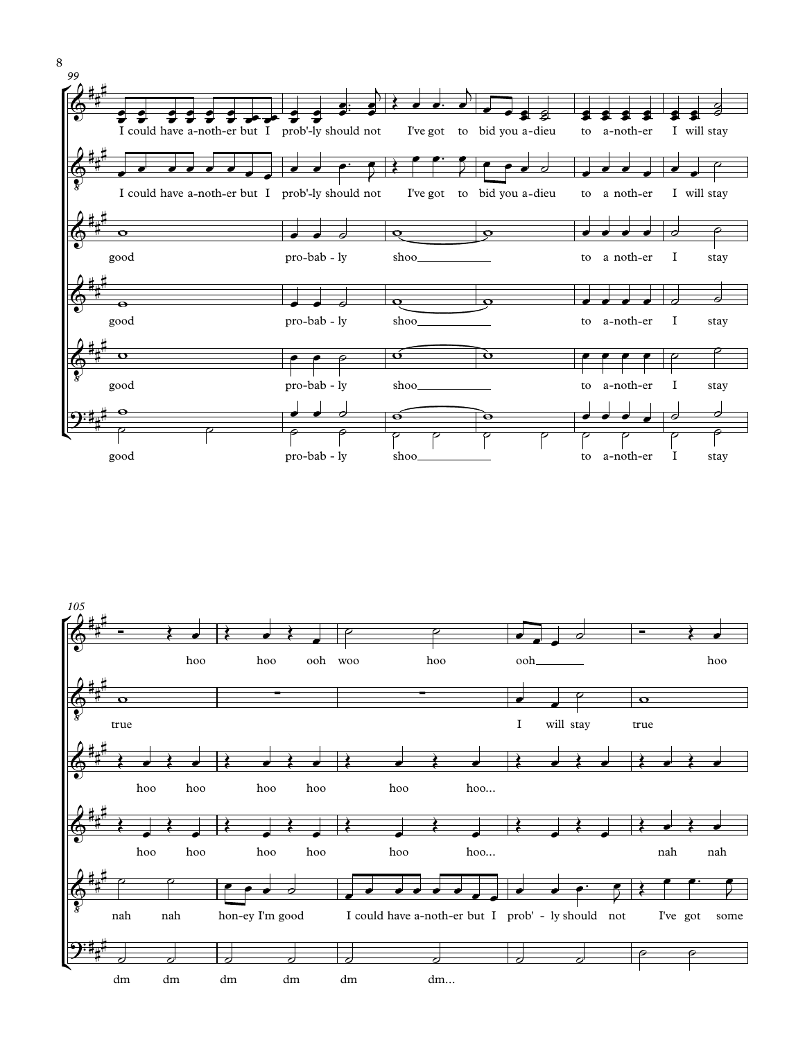99

I could have a-noth-er but I prob'-ly should not I've got to bid you a-dieu to a-noth-er I will stay

I could have a-noth-er but I prob'-ly should not I've got to bid you a-dieu to a noth-er I will stay

good pro-bab - ly shoo to a noth-er I stay

good pro-bab - ly shoo to a-noth-er I stay

good pro-bab - ly shoo to a-noth-er I stay

good pro-bab - ly shoo to a-noth-er I stay

105

hoo hoo ooh woo hoo ooh hoo

true I will stay true

hoo hoo hoo hoo hoo hoo...

hoo hoo hoo hoo hoo hoo... nah nah

nah nah hon-ey I'm good I could have a-noth-er but I prob' - ly should not I've got some

dm dm dm dm dm dm...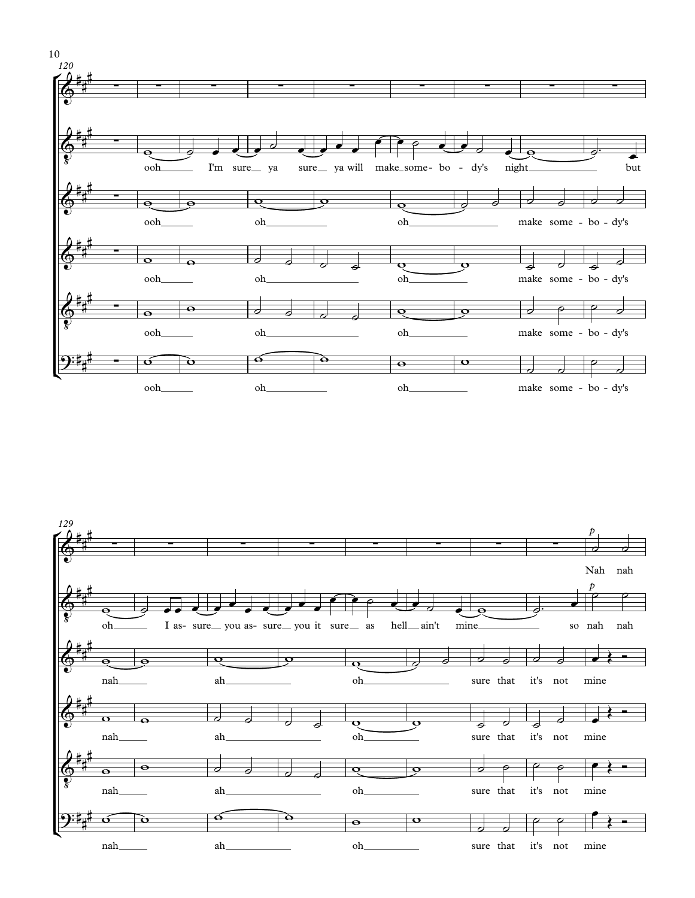120

ooh I'm sure ya sure ya will make some - bo - dy's night but

ooh oh oh make some - bo - dy's

ooh oh oh make some - bo - dy's

ooh oh oh make some - bo - dy's

ooh oh oh make some - bo - dy's

129

*p* Nah nah

oh I as - sure you as - sure you it sure as hell ain't mine *p* so nah nah

nah ah oh sure that it's not mine

nah ah oh sure that it's not mine

nah ah oh sure that it's not mine

nah ah oh sure that it's not mine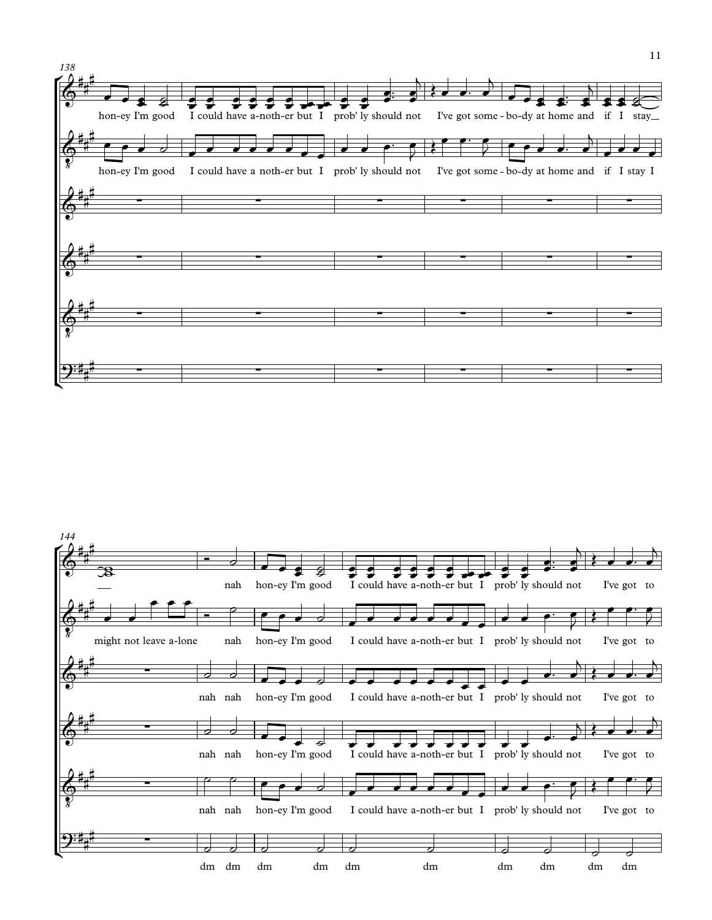138

hon-ey I'm good I could have a-noth-er but I prob' ly should not I've got some - bo-dy at home and if I stay

hon-ey I'm good I could have a noth-er but I prob' ly should not I've got some - bo-dy at home and if I stay I

144

nah hon-ey I'm good I could have a-noth-er but I prob' ly should not I've got to

might not leave a-lone nah hon-ey I'm good I could have a-noth-er but I prob' ly should not I've got to

nah nah hon-ey I'm good I could have a-noth-er but I prob' ly should not I've got to

nah nah hon-ey I'm good I could have a-noth-er but I prob' ly should not I've got to

nah nah hon-ey I'm good I could have a-noth-er but I prob' ly should not I've got to

dm dm dm dm dm dm dm dm dm dm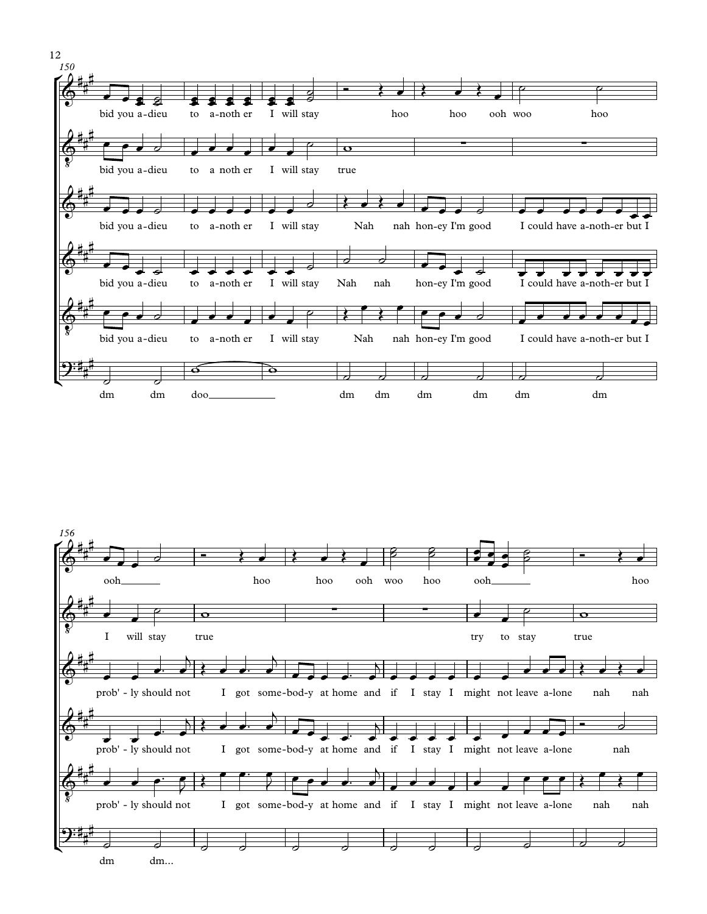150

bid you a-dieu to a-noth er I will stay hoo hoo ooh woo hoo

bid you a-dieu to a noth er I will stay true

bid you a-dieu to a-noth er I will stay Nah nah hon-ey I'm good I could have a-noth-er but I

bid you a-dieu to a-noth er I will stay Nah nah hon-ey I'm good I could have a-noth-er but I

bid you a-dieu to a-noth er I will stay Nah nah hon-ey I'm good I could have a-noth-er but I

dm dm doo dm dm dm dm dm dm

156

ooh hoo hoo ooh woo hoo ooh hoo

I will stay true try to stay true

prob' - ly should not I got some-bod-y at home and if I stay I might not leave a-lone nah nah

prob' - ly should not I got some-bod-y at home and if I stay I might not leave a-lone nah

prob' - ly should not I got some-bod-y at home and if I stay I might not leave a-lone nah nah

dm dm...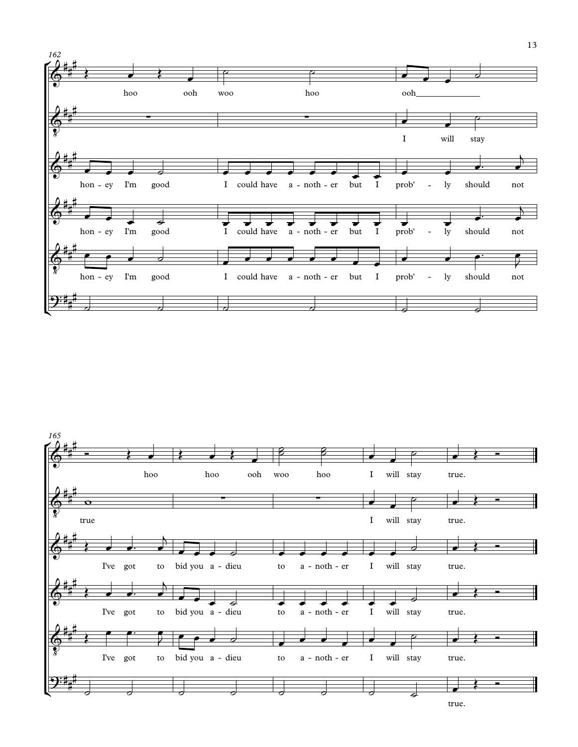162

hoo ooh woo hoo ooh

I will stay

hon - ey I'm good I could have a - noth - er but I prob' - ly should not

hon - ey I'm good I could have a - noth - er but I prob' - ly should not

hon - ey I'm good I could have a - noth - er but I prob' - ly should not

165

hoo hoo ooh woo hoo I will stay true.

true I will stay true.

I've got to bid you a - dieu to a - noth - er I will stay true.

I've got to bid you a - dieu to a - noth - er I will stay true.

I've got to bid you a - dieu to a - noth - er I will stay true.

true.